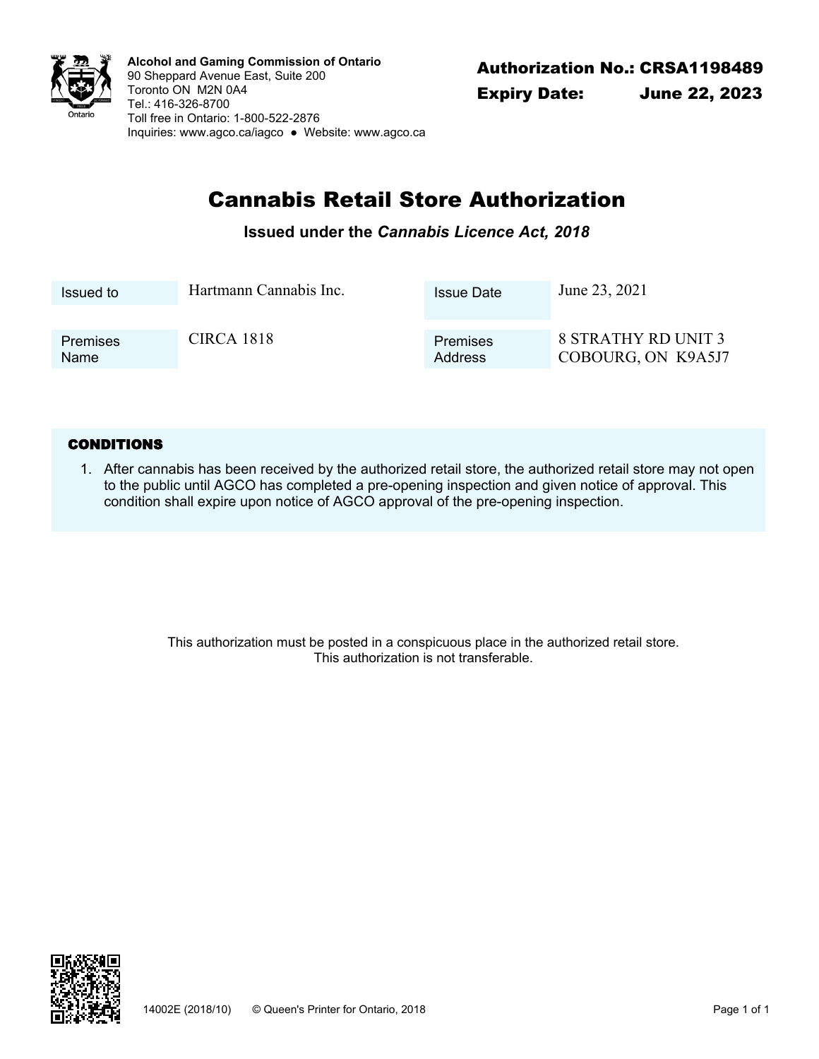**Alcohol and Gaming Commission of Ontario**
90 Sheppard Avenue East, Suite 200
Toronto ON M2N 0A4
Tel.: 416-326-8700
Toll free in Ontario: 1-800-522-2876
Inquiries: www.agco.ca/iagco ● Website: www.agco.ca

**Authorization No.: CRSA1198489**
**Expiry Date: June 22, 2023**

# Cannabis Retail Store Authorization

**Issued under the *Cannabis Licence Act, 2018***

| | | | |
|---|---|---|---|
| Issued to | Hartmann Cannabis Inc. | Issue Date | June 23, 2021 |
| Premises Name | CIRCA 1818 | Premises Address | 8 STRATHY RD UNIT 3 COBOURG, ON K9A5J7 |

## CONDITIONS

1. After cannabis has been received by the authorized retail store, the authorized retail store may not open to the public until AGCO has completed a pre-opening inspection and given notice of approval. This condition shall expire upon notice of AGCO approval of the pre-opening inspection.

This authorization must be posted in a conspicuous place in the authorized retail store.
This authorization is not transferable.

14002E (2018/10) © Queen's Printer for Ontario, 2018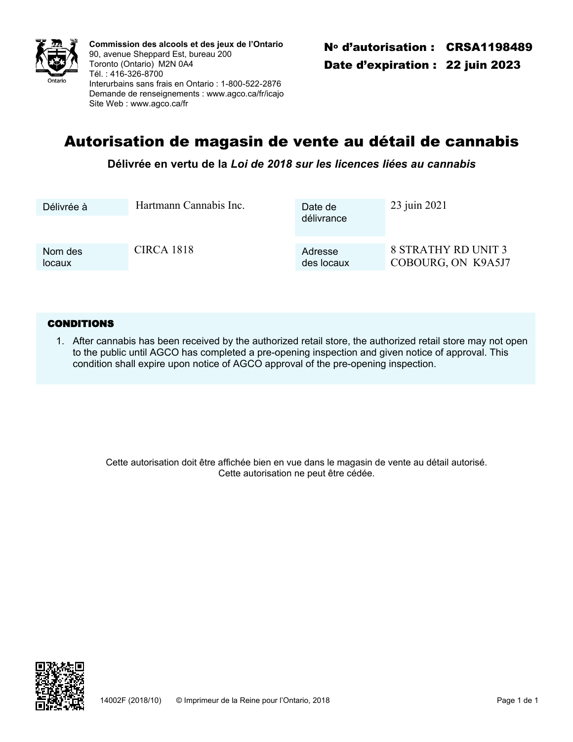**Commission des alcools et des jeux de l'Ontario**
90, avenue Sheppard Est, bureau 200
Toronto (Ontario) M2N 0A4
Tél. : 416-326-8700
Interurbains sans frais en Ontario : 1-800-522-2876
Demande de renseignements : www.agco.ca/fr/icajo
Site Web : www.agco.ca/fr

**Nº d'autorisation : CRSA1198489**
**Date d'expiration : 22 juin 2023**

# Autorisation de magasin de vente au détail de cannabis

**Délivrée en vertu de la *Loi de 2018 sur les licences liées au cannabis***

| | | | |
|---|---|---|---|
| Délivrée à | Hartmann Cannabis Inc. | Date de délivrance | 23 juin 2021 |
| Nom des locaux | CIRCA 1818 | Adresse des locaux | 8 STRATHY RD UNIT 3<br>COBOURG, ON K9A5J7 |

**CONDITIONS**

1. After cannabis has been received by the authorized retail store, the authorized retail store may not open to the public until AGCO has completed a pre-opening inspection and given notice of approval. This condition shall expire upon notice of AGCO approval of the pre-opening inspection.

Cette autorisation doit être affichée bien en vue dans le magasin de vente au détail autorisé.
Cette autorisation ne peut être cédée.

14002F (2018/10) © Imprimeur de la Reine pour l'Ontario, 2018